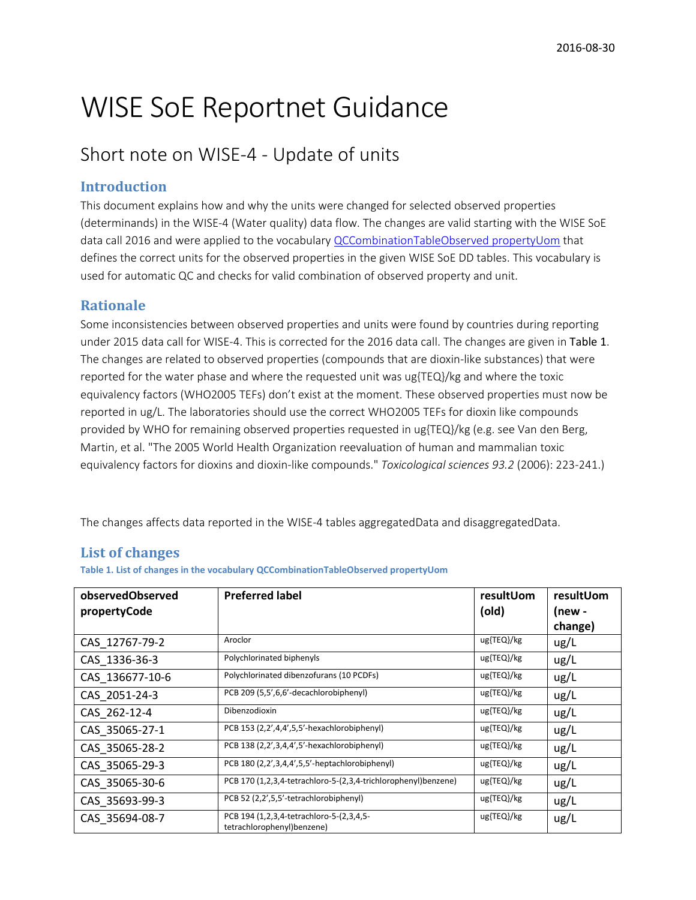2016-08-30

# WISE SoE Reportnet Guidance

## Short note on WISE-4 - Update of units

### Introduction

This document explains how and why the units were changed for selected observed properties (determinands) in the WISE-4 (Water quality) data flow. The changes are valid starting with the WISE SoE data call 2016 and were applied to the vocabulary QCCombinationTableObserved propertyUom that defines the correct units for the observed properties in the given WISE SoE DD tables. This vocabulary is used for automatic QC and checks for valid combination of observed property and unit.

### Rationale

Some inconsistencies between observed properties and units were found by countries during reporting under 2015 data call for WISE-4. This is corrected for the 2016 data call. The changes are given in Table 1. The changes are related to observed properties (compounds that are dioxin-like substances) that were reported for the water phase and where the requested unit was ug{TEQ}/kg and where the toxic equivalency factors (WHO2005 TEFs) don't exist at the moment. These observed properties must now be reported in ug/L. The laboratories should use the correct WHO2005 TEFs for dioxin like compounds provided by WHO for remaining observed properties requested in ug{TEQ}/kg (e.g. see Van den Berg, Martin, et al. "The 2005 World Health Organization reevaluation of human and mammalian toxic equivalency factors for dioxins and dioxin-like compounds." *Toxicological sciences 93.2* (2006): 223-241.)

The changes affects data reported in the WISE-4 tables aggregatedData and disaggregatedData.

### List of changes

**Table 1. List of changes in the vocabulary QCCombinationTableObserved propertyUom**

| observedObserved propertyCode | Preferred label | resultUom (old) | resultUom (new - change) |
|---|---|---|---|
| CAS_12767-79-2 | Aroclor | ug{TEQ}/kg | ug/L |
| CAS_1336-36-3 | Polychlorinated biphenyls | ug{TEQ}/kg | ug/L |
| CAS_136677-10-6 | Polychlorinated dibenzofurans (10 PCDFs) | ug{TEQ}/kg | ug/L |
| CAS_2051-24-3 | PCB 209 (5,5′,6,6′-decachlorobiphenyl) | ug{TEQ}/kg | ug/L |
| CAS_262-12-4 | Dibenzodioxin | ug{TEQ}/kg | ug/L |
| CAS_35065-27-1 | PCB 153 (2,2′,4,4′,5,5′-hexachlorobiphenyl) | ug{TEQ}/kg | ug/L |
| CAS_35065-28-2 | PCB 138 (2,2′,3,4,4′,5′-hexachlorobiphenyl) | ug{TEQ}/kg | ug/L |
| CAS_35065-29-3 | PCB 180 (2,2′,3,4,4′,5,5′-heptachlorobiphenyl) | ug{TEQ}/kg | ug/L |
| CAS_35065-30-6 | PCB 170 (1,2,3,4-tetrachloro-5-(2,3,4-trichlorophenyl)benzene) | ug{TEQ}/kg | ug/L |
| CAS_35693-99-3 | PCB 52 (2,2′,5,5′-tetrachlorobiphenyl) | ug{TEQ}/kg | ug/L |
| CAS_35694-08-7 | PCB 194 (1,2,3,4-tetrachloro-5-(2,3,4,5-tetrachlorophenyl)benzene) | ug{TEQ}/kg | ug/L |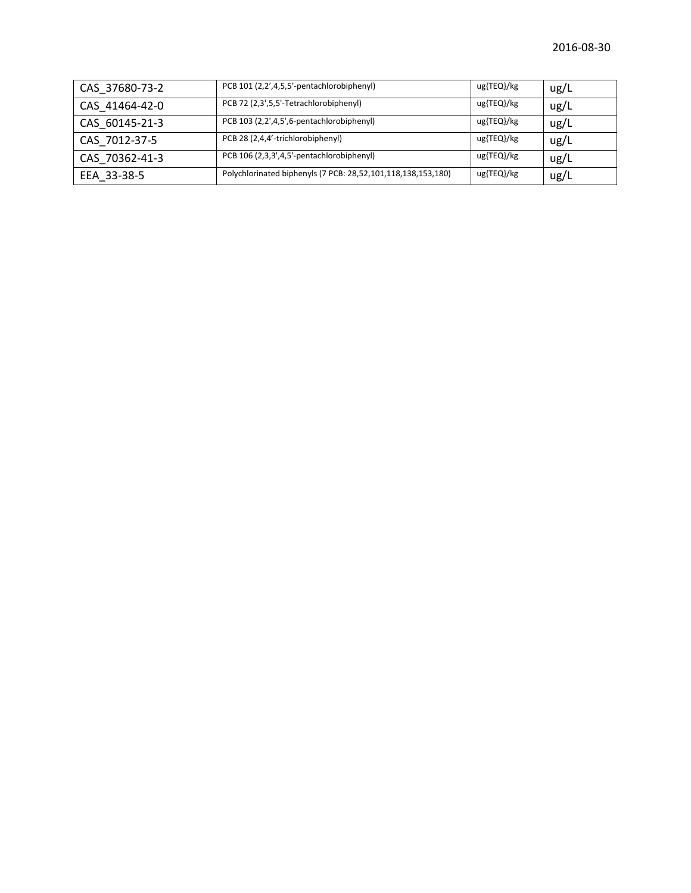| | | | |
|---|---|---|---|
| CAS_37680-73-2 | PCB 101 (2,2’,4,5,5’-pentachlorobiphenyl) | ug{TEQ}/kg | ug/L |
| CAS_41464-42-0 | PCB 72 (2,3',5,5'-Tetrachlorobiphenyl) | ug{TEQ}/kg | ug/L |
| CAS_60145-21-3 | PCB 103 (2,2',4,5',6-pentachlorobiphenyl) | ug{TEQ}/kg | ug/L |
| CAS_7012-37-5 | PCB 28 (2,4,4’-trichlorobiphenyl) | ug{TEQ}/kg | ug/L |
| CAS_70362-41-3 | PCB 106 (2,3,3',4,5'-pentachlorobiphenyl) | ug{TEQ}/kg | ug/L |
| EEA_33-38-5 | Polychlorinated biphenyls (7 PCB: 28,52,101,118,138,153,180) | ug{TEQ}/kg | ug/L |